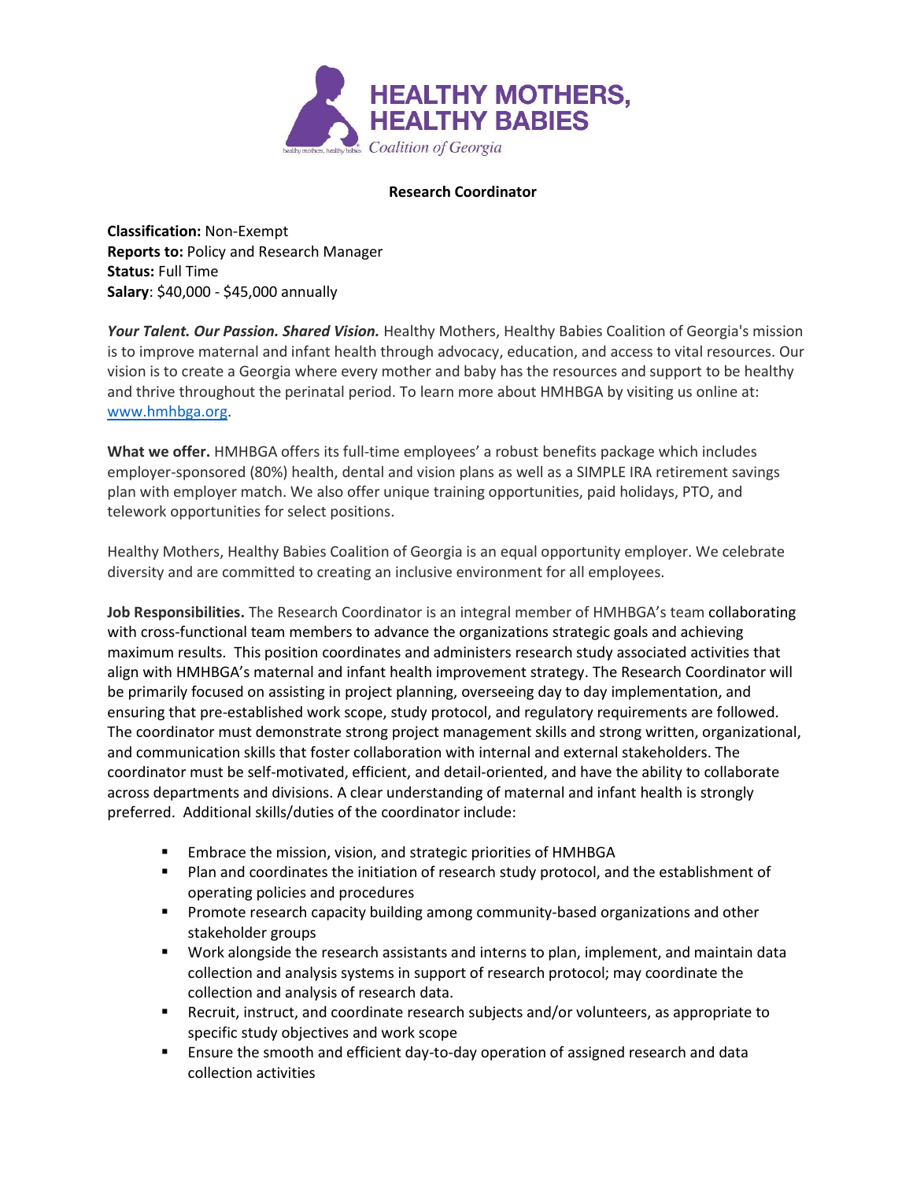HEALTHY MOTHERS, HEALTHY BABIES

Coalition of Georgia

**Research Coordinator**

**Classification:** Non-Exempt
**Reports to:** Policy and Research Manager
**Status:** Full Time
**Salary**: $40,000 - $45,000 annually

***Your Talent. Our Passion. Shared Vision.*** Healthy Mothers, Healthy Babies Coalition of Georgia's mission is to improve maternal and infant health through advocacy, education, and access to vital resources. Our vision is to create a Georgia where every mother and baby has the resources and support to be healthy and thrive throughout the perinatal period. To learn more about HMHBGA by visiting us online at: [www.hmhbga.org](http://www.hmhbga.org).

**What we offer.** HMHBGA offers its full-time employees' a robust benefits package which includes employer-sponsored (80%) health, dental and vision plans as well as a SIMPLE IRA retirement savings plan with employer match. We also offer unique training opportunities, paid holidays, PTO, and telework opportunities for select positions.

Healthy Mothers, Healthy Babies Coalition of Georgia is an equal opportunity employer. We celebrate diversity and are committed to creating an inclusive environment for all employees.

**Job Responsibilities.** The Research Coordinator is an integral member of HMHBGA's team collaborating with cross-functional team members to advance the organizations strategic goals and achieving maximum results. This position coordinates and administers research study associated activities that align with HMHBGA's maternal and infant health improvement strategy. The Research Coordinator will be primarily focused on assisting in project planning, overseeing day to day implementation, and ensuring that pre-established work scope, study protocol, and regulatory requirements are followed. The coordinator must demonstrate strong project management skills and strong written, organizational, and communication skills that foster collaboration with internal and external stakeholders. The coordinator must be self-motivated, efficient, and detail-oriented, and have the ability to collaborate across departments and divisions. A clear understanding of maternal and infant health is strongly preferred. Additional skills/duties of the coordinator include:

- Embrace the mission, vision, and strategic priorities of HMHBGA
- Plan and coordinates the initiation of research study protocol, and the establishment of operating policies and procedures
- Promote research capacity building among community-based organizations and other stakeholder groups
- Work alongside the research assistants and interns to plan, implement, and maintain data collection and analysis systems in support of research protocol; may coordinate the collection and analysis of research data.
- Recruit, instruct, and coordinate research subjects and/or volunteers, as appropriate to specific study objectives and work scope
- Ensure the smooth and efficient day-to-day operation of assigned research and data collection activities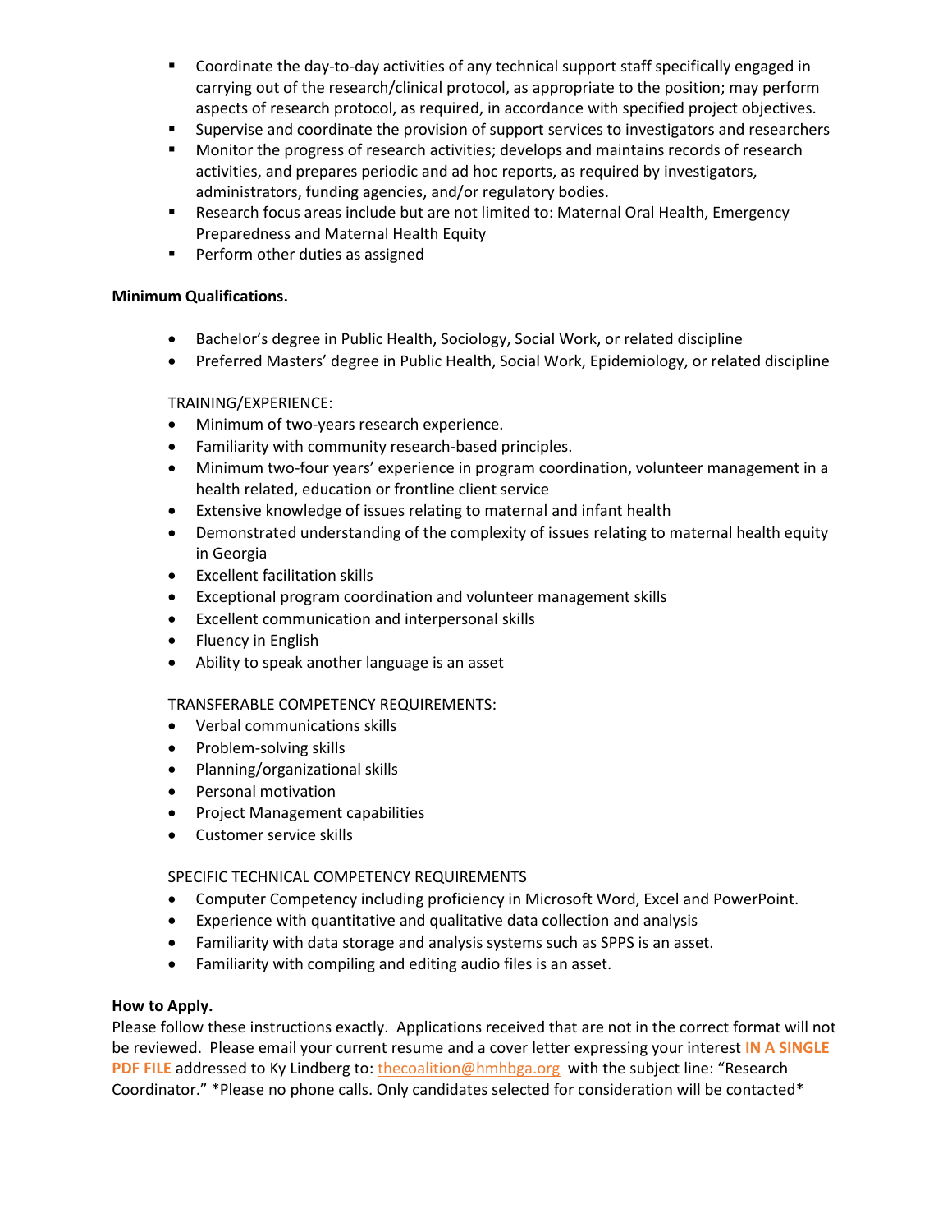- Coordinate the day-to-day activities of any technical support staff specifically engaged in carrying out of the research/clinical protocol, as appropriate to the position; may perform aspects of research protocol, as required, in accordance with specified project objectives.
- Supervise and coordinate the provision of support services to investigators and researchers
- Monitor the progress of research activities; develops and maintains records of research activities, and prepares periodic and ad hoc reports, as required by investigators, administrators, funding agencies, and/or regulatory bodies.
- Research focus areas include but are not limited to: Maternal Oral Health, Emergency Preparedness and Maternal Health Equity
- Perform other duties as assigned

**Minimum Qualifications.**

- Bachelor's degree in Public Health, Sociology, Social Work, or related discipline
- Preferred Masters' degree in Public Health, Social Work, Epidemiology, or related discipline

TRAINING/EXPERIENCE:

- Minimum of two-years research experience.
- Familiarity with community research-based principles.
- Minimum two-four years' experience in program coordination, volunteer management in a health related, education or frontline client service
- Extensive knowledge of issues relating to maternal and infant health
- Demonstrated understanding of the complexity of issues relating to maternal health equity in Georgia
- Excellent facilitation skills
- Exceptional program coordination and volunteer management skills
- Excellent communication and interpersonal skills
- Fluency in English
- Ability to speak another language is an asset

TRANSFERABLE COMPETENCY REQUIREMENTS:

- Verbal communications skills
- Problem-solving skills
- Planning/organizational skills
- Personal motivation
- Project Management capabilities
- Customer service skills

SPECIFIC TECHNICAL COMPETENCY REQUIREMENTS

- Computer Competency including proficiency in Microsoft Word, Excel and PowerPoint.
- Experience with quantitative and qualitative data collection and analysis
- Familiarity with data storage and analysis systems such as SPPS is an asset.
- Familiarity with compiling and editing audio files is an asset.

**How to Apply.**

Please follow these instructions exactly. Applications received that are not in the correct format will not be reviewed. Please email your current resume and a cover letter expressing your interest **IN A SINGLE PDF FILE** addressed to Ky Lindberg to: thecoalition@hmhbga.org with the subject line: "Research Coordinator." *Please no phone calls. Only candidates selected for consideration will be contacted*